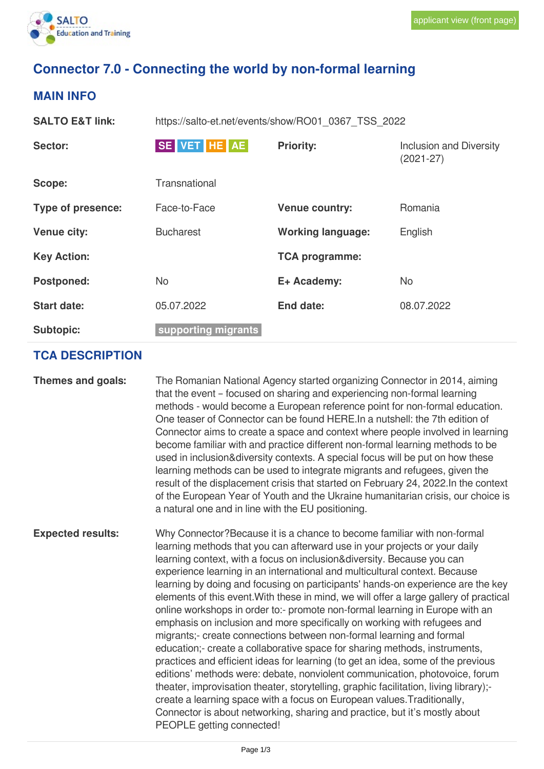applicant view (front page)

# Connector 7.0 - Connecting the world by non-formal learning

## MAIN INFO

| | | | |
|---|---|---|---|
| **SALTO E&T link:** | https://salto-et.net/events/show/RO01_0367_TSS_2022 | | |
| **Sector:** | SE VET HE AE | **Priority:** | Inclusion and Diversity (2021-27) |
| **Scope:** | Transnational | | |
| **Type of presence:** | Face-to-Face | **Venue country:** | Romania |
| **Venue city:** | Bucharest | **Working language:** | English |
| **Key Action:** | | **TCA programme:** | |
| **Postponed:** | No | **E+ Academy:** | No |
| **Start date:** | 05.07.2022 | **End date:** | 08.07.2022 |
| **Subtopic:** | supporting migrants | | |

## TCA DESCRIPTION

**Themes and goals:**

The Romanian National Agency started organizing Connector in 2014, aiming that the event – focused on sharing and experiencing non-formal learning methods - would become a European reference point for non-formal education. One teaser of Connector can be found HERE.In a nutshell: the 7th edition of Connector aims to create a space and context where people involved in learning become familiar with and practice different non-formal learning methods to be used in inclusion&diversity contexts. A special focus will be put on how these learning methods can be used to integrate migrants and refugees, given the result of the displacement crisis that started on February 24, 2022.In the context of the European Year of Youth and the Ukraine humanitarian crisis, our choice is a natural one and in line with the EU positioning.

**Expected results:**

Why Connector?Because it is a chance to become familiar with non-formal learning methods that you can afterward use in your projects or your daily learning context, with a focus on inclusion&diversity. Because you can experience learning in an international and multicultural context. Because learning by doing and focusing on participants' hands-on experience are the key elements of this event.With these in mind, we will offer a large gallery of practical online workshops in order to:- promote non-formal learning in Europe with an emphasis on inclusion and more specifically on working with refugees and migrants;- create connections between non-formal learning and formal education;- create a collaborative space for sharing methods, instruments, practices and efficient ideas for learning (to get an idea, some of the previous editions' methods were: debate, nonviolent communication, photovoice, forum theater, improvisation theater, storytelling, graphic facilitation, living library);- create a learning space with a focus on European values.Traditionally, Connector is about networking, sharing and practice, but it's mostly about PEOPLE getting connected!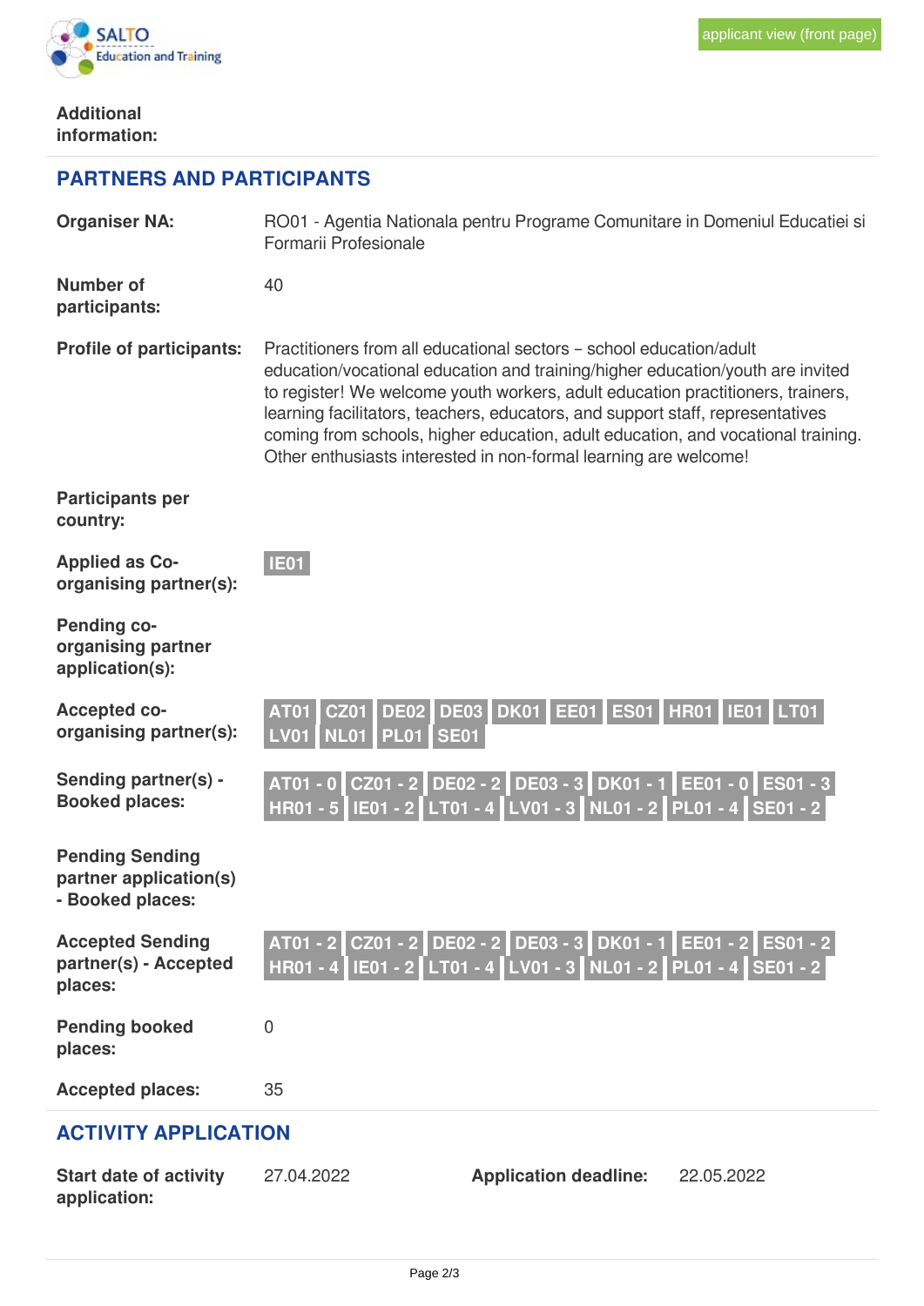**Additional information:**

## PARTNERS AND PARTICIPANTS

| | |
|---|---|
| **Organiser NA:** | RO01 - Agentia Nationala pentru Programe Comunitare in Domeniul Educatiei si Formarii Profesionale |
| **Number of participants:** | 40 |
| **Profile of participants:** | Practitioners from all educational sectors – school education/adult education/vocational education and training/higher education/youth are invited to register! We welcome youth workers, adult education practitioners, trainers, learning facilitators, teachers, educators, and support staff, representatives coming from schools, higher education, adult education, and vocational training. Other enthusiasts interested in non-formal learning are welcome! |
| **Participants per country:** | |
| **Applied as Co-organising partner(s):** | IE01 |
| **Pending co-organising partner application(s):** | |
| **Accepted co-organising partner(s):** | AT01 CZ01 DE02 DE03 DK01 EE01 ES01 HR01 IE01 LT01 LV01 NL01 PL01 SE01 |
| **Sending partner(s) - Booked places:** | AT01 - 0 CZ01 - 2 DE02 - 2 DE03 - 3 DK01 - 1 EE01 - 0 ES01 - 3 HR01 - 5 IE01 - 2 LT01 - 4 LV01 - 3 NL01 - 2 PL01 - 4 SE01 - 2 |
| **Pending Sending partner application(s) - Booked places:** | |
| **Accepted Sending partner(s) - Accepted places:** | AT01 - 2 CZ01 - 2 DE02 - 2 DE03 - 3 DK01 - 1 EE01 - 2 ES01 - 2 HR01 - 4 IE01 - 2 LT01 - 4 LV01 - 3 NL01 - 2 PL01 - 4 SE01 - 2 |
| **Pending booked places:** | 0 |
| **Accepted places:** | 35 |

## ACTIVITY APPLICATION

| | | | |
|---|---|---|---|
| **Start date of activity application:** | 27.04.2022 | **Application deadline:** | 22.05.2022 |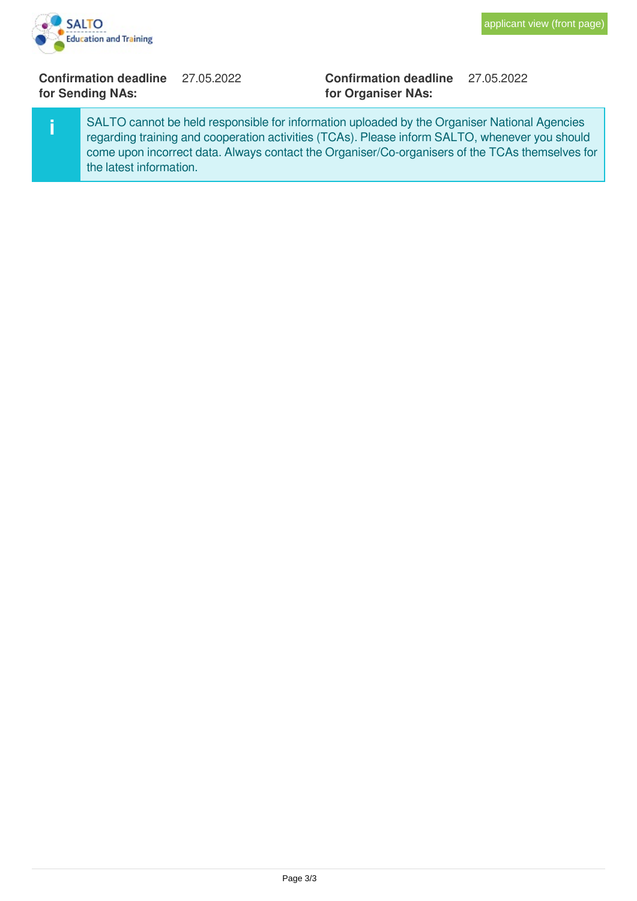| | | | |
|---|---|---|---|
| **Confirmation deadline for Sending NAs:** | 27.05.2022 | **Confirmation deadline for Organiser NAs:** | 27.05.2022 |

**i** SALTO cannot be held responsible for information uploaded by the Organiser National Agencies regarding training and cooperation activities (TCAs). Please inform SALTO, whenever you should come upon incorrect data. Always contact the Organiser/Co-organisers of the TCAs themselves for the latest information.